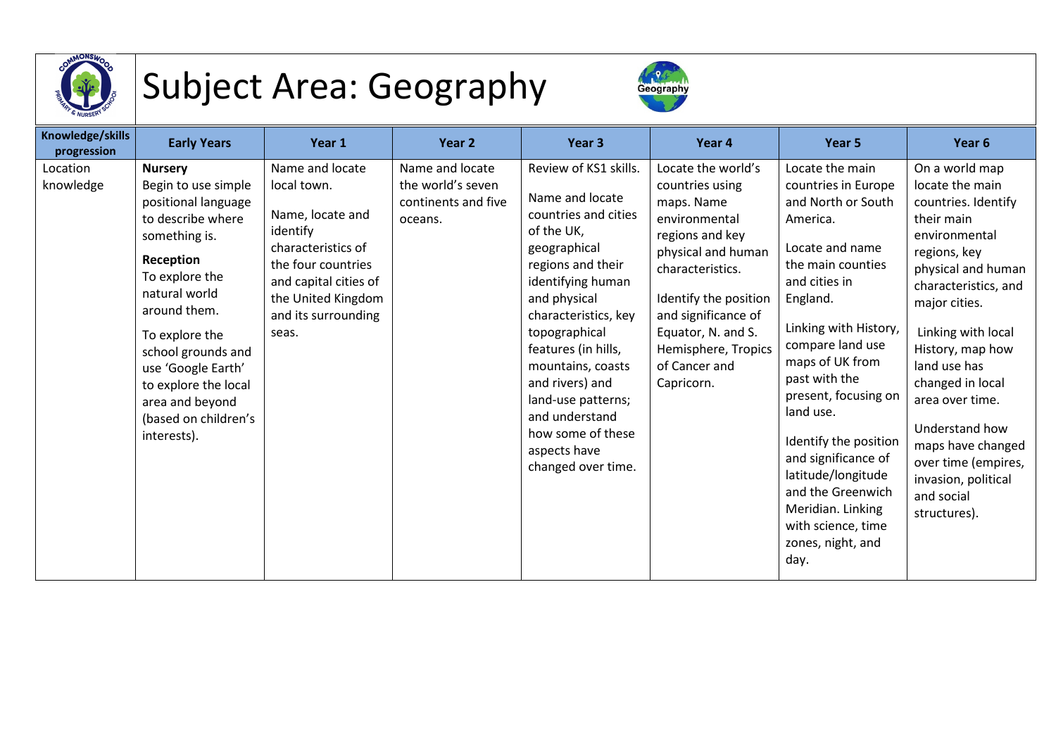# Subject Area: Geography

| Knowledge/skills progression | Early Years | Year 1 | Year 2 | Year 3 | Year 4 | Year 5 | Year 6 |
|---|---|---|---|---|---|---|---|
| Location knowledge | **Nursery**<br>Begin to use simple positional language to describe where something is.<br>**Reception**<br>To explore the natural world around them.<br>To explore the school grounds and use 'Google Earth' to explore the local area and beyond (based on children's interests). | Name and locate local town.<br><br>Name, locate and identify characteristics of the four countries and capital cities of the United Kingdom and its surrounding seas. | Name and locate the world's seven continents and five oceans. | Review of KS1 skills.<br><br>Name and locate countries and cities of the UK, geographical regions and their identifying human and physical characteristics, key topographical features (in hills, mountains, coasts and rivers) and land-use patterns; and understand how some of these aspects have changed over time. | Locate the world's countries using maps. Name environmental regions and key physical and human characteristics.<br><br>Identify the position and significance of Equator, N. and S. Hemisphere, Tropics of Cancer and Capricorn. | Locate the main countries in Europe and North or South America.<br><br>Locate and name the main counties and cities in England.<br><br>Linking with History, compare land use maps of UK from past with the present, focusing on land use.<br><br>Identify the position and significance of latitude/longitude and the Greenwich Meridian. Linking with science, time zones, night, and day. | On a world map locate the main countries. Identify their main environmental regions, key physical and human characteristics, and major cities.<br><br>Linking with local History, map how land use has changed in local area over time.<br><br>Understand how maps have changed over time (empires, invasion, political and social structures). |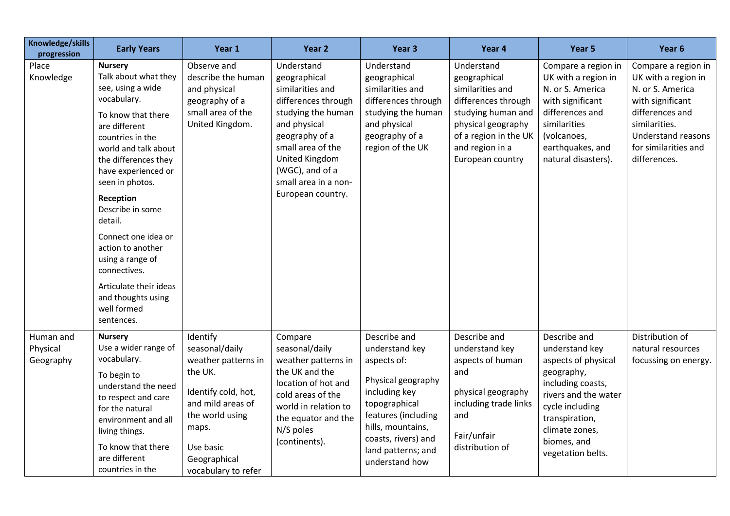| Knowledge/skills progression | Early Years | Year 1 | Year 2 | Year 3 | Year 4 | Year 5 | Year 6 |
|---|---|---|---|---|---|---|---|
| Place Knowledge | **Nursery**<br>Talk about what they see, using a wide vocabulary.<br>To know that there are different countries in the world and talk about the differences they have experienced or seen in photos.<br>**Reception**<br>Describe in some detail.<br>Connect one idea or action to another using a range of connectives.<br>Articulate their ideas and thoughts using well formed sentences. | Observe and describe the human and physical geography of a small area of the United Kingdom. | Understand geographical similarities and differences through studying the human and physical geography of a small area of the United Kingdom (WGC), and of a small area in a non-European country. | Understand geographical similarities and differences through studying the human and physical geography of a region of the UK | Understand geographical similarities and differences through studying human and physical geography of a region in the UK and region in a European country | Compare a region in UK with a region in N. or S. America with significant differences and similarities (volcanoes, earthquakes, and natural disasters). | Compare a region in UK with a region in N. or S. America with significant differences and similarities. Understand reasons for similarities and differences. |
| Human and Physical Geography | **Nursery**<br>Use a wider range of vocabulary.<br>To begin to understand the need to respect and care for the natural environment and all living things.<br>To know that there are different countries in the | Identify seasonal/daily weather patterns in the UK.<br>Identify cold, hot, and mild areas of the world using maps.<br>Use basic Geographical vocabulary to refer | Compare seasonal/daily weather patterns in the UK and the location of hot and cold areas of the world in relation to the equator and the N/S poles (continents). | Describe and understand key aspects of:<br>Physical geography including key topographical features (including hills, mountains, coasts, rivers) and land patterns; and understand how | Describe and understand key aspects of human and<br>physical geography including trade links and<br>Fair/unfair distribution of | Describe and understand key aspects of physical geography, including coasts, rivers and the water cycle including transpiration, climate zones, biomes, and vegetation belts. | Distribution of natural resources focussing on energy. |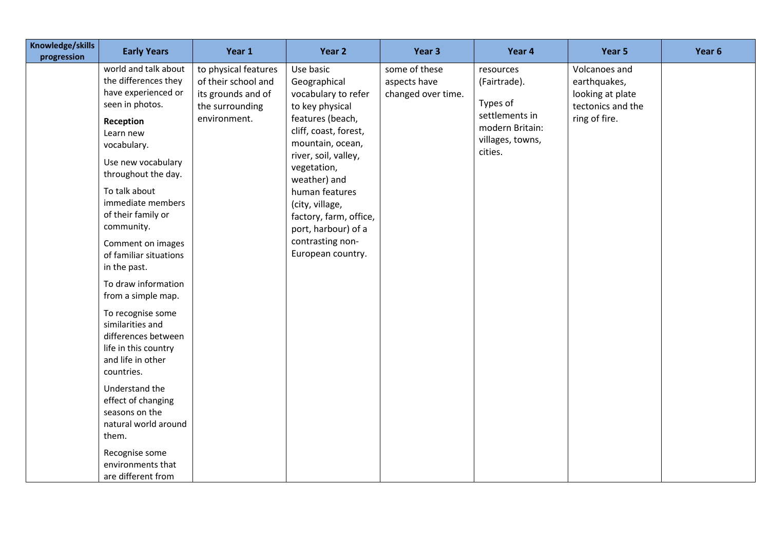| Knowledge/skills progression | Early Years | Year 1 | Year 2 | Year 3 | Year 4 | Year 5 | Year 6 |
|---|---|---|---|---|---|---|---|
| | world and talk about the differences they have experienced or seen in photos.<br><br>**Reception**<br>Learn new vocabulary.<br><br>Use new vocabulary throughout the day.<br><br>To talk about immediate members of their family or community.<br><br>Comment on images of familiar situations in the past.<br><br>To draw information from a simple map.<br><br>To recognise some similarities and differences between life in this country and life in other countries.<br><br>Understand the effect of changing seasons on the natural world around them.<br><br>Recognise some environments that are different from | to physical features of their school and its grounds and of the surrounding environment. | Use basic Geographical vocabulary to refer to key physical features (beach, cliff, coast, forest, mountain, ocean, river, soil, valley, vegetation, weather) and human features (city, village, factory, farm, office, port, harbour) of a contrasting non-European country. | some of these aspects have changed over time. | resources (Fairtrade).<br><br>Types of settlements in modern Britain: villages, towns, cities. | Volcanoes and earthquakes, looking at plate tectonics and the ring of fire. | |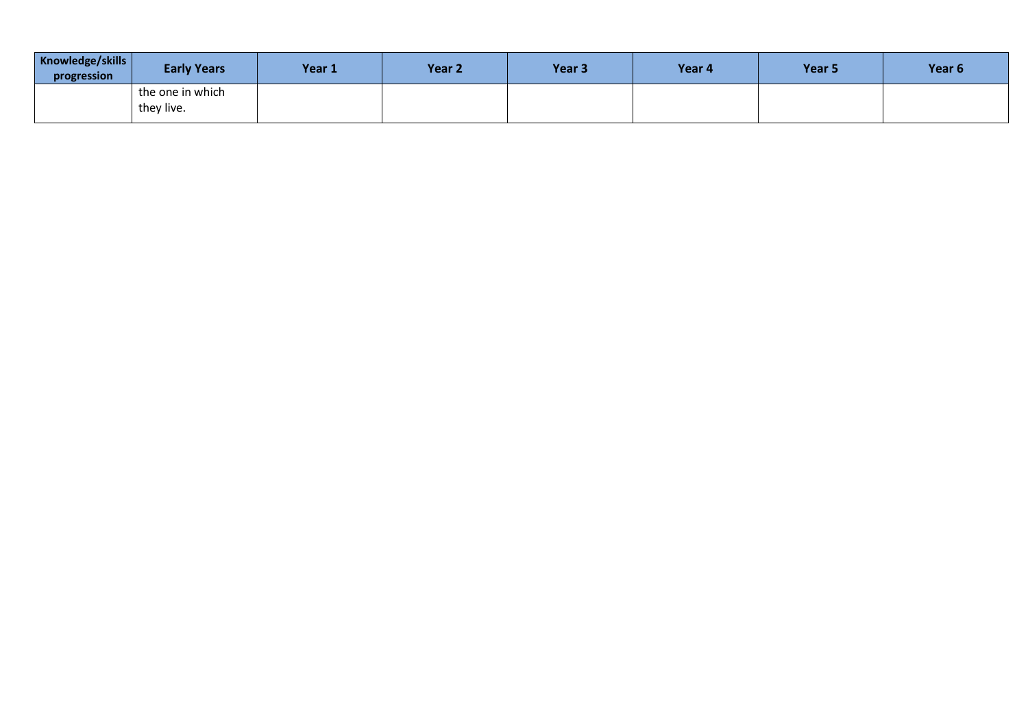| Knowledge/skills progression | Early Years | Year 1 | Year 2 | Year 3 | Year 4 | Year 5 | Year 6 |
| --- | --- | --- | --- | --- | --- | --- | --- |
| | the one in which they live. | | | | | | |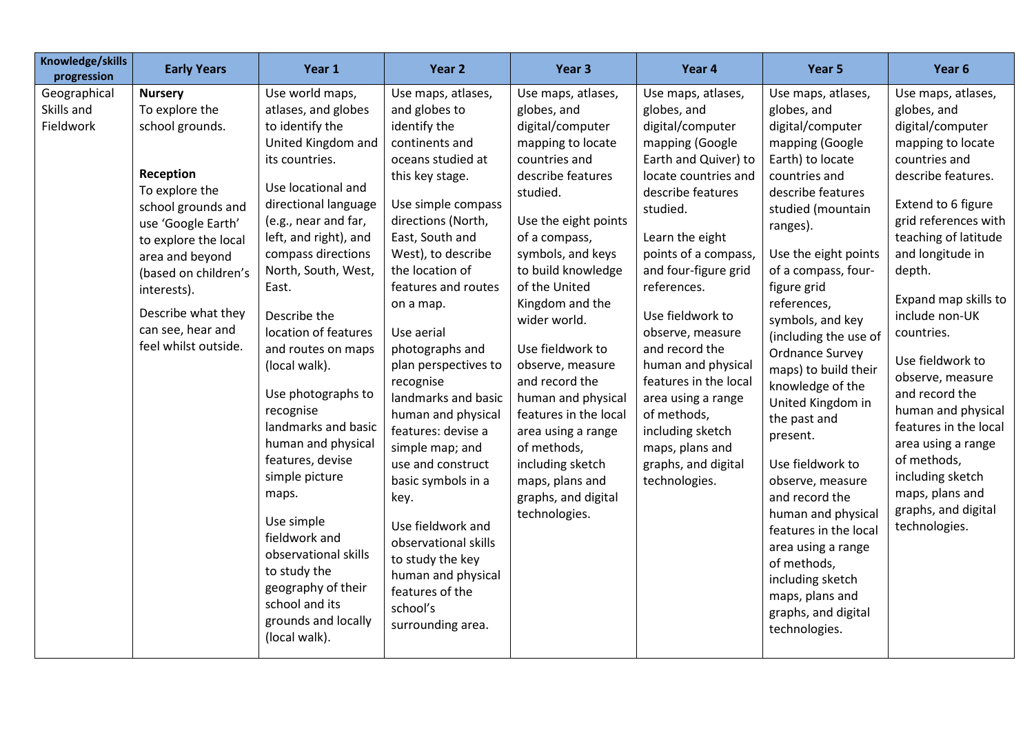| Knowledge/skills progression | Early Years | Year 1 | Year 2 | Year 3 | Year 4 | Year 5 | Year 6 |
|---|---|---|---|---|---|---|---|
| Geographical Skills and Fieldwork | **Nursery**<br>To explore the school grounds.<br><br>**Reception**<br>To explore the school grounds and use 'Google Earth' to explore the local area and beyond (based on children's interests).<br><br>Describe what they can see, hear and feel whilst outside. | Use world maps, atlases, and globes to identify the United Kingdom and its countries.<br><br>Use locational and directional language (e.g., near and far, left, and right), and compass directions North, South, West, East.<br><br>Describe the location of features and routes on maps (local walk).<br><br>Use photographs to recognise landmarks and basic human and physical features, devise simple picture maps.<br><br>Use simple fieldwork and observational skills to study the geography of their school and its grounds and locally (local walk). | Use maps, atlases, and globes to identify the continents and oceans studied at this key stage.<br><br>Use simple compass directions (North, East, South and West), to describe the location of features and routes on a map.<br><br>Use aerial photographs and plan perspectives to recognise landmarks and basic human and physical features: devise a simple map; and use and construct basic symbols in a key.<br><br>Use fieldwork and observational skills to study the key human and physical features of the school's surrounding area. | Use maps, atlases, globes, and digital/computer mapping to locate countries and describe features studied.<br><br>Use the eight points of a compass, symbols, and keys to build knowledge of the United Kingdom and the wider world.<br><br>Use fieldwork to observe, measure and record the human and physical features in the local area using a range of methods, including sketch maps, plans and graphs, and digital technologies. | Use maps, atlases, globes, and digital/computer mapping (Google Earth and Quiver) to locate countries and describe features studied.<br><br>Learn the eight points of a compass, and four-figure grid references.<br><br>Use fieldwork to observe, measure and record the human and physical features in the local area using a range of methods, including sketch maps, plans and graphs, and digital technologies. | Use maps, atlases, globes, and digital/computer mapping (Google Earth) to locate countries and describe features studied (mountain ranges).<br><br>Use the eight points of a compass, four-figure grid references, symbols, and key (including the use of Ordnance Survey maps) to build their knowledge of the United Kingdom in the past and present.<br><br>Use fieldwork to observe, measure and record the human and physical features in the local area using a range of methods, including sketch maps, plans and graphs, and digital technologies. | Use maps, atlases, globes, and digital/computer mapping to locate countries and describe features.<br><br>Extend to 6 figure grid references with teaching of latitude and longitude in depth.<br><br>Expand map skills to include non-UK countries.<br><br>Use fieldwork to observe, measure and record the human and physical features in the local area using a range of methods, including sketch maps, plans and graphs, and digital technologies. |